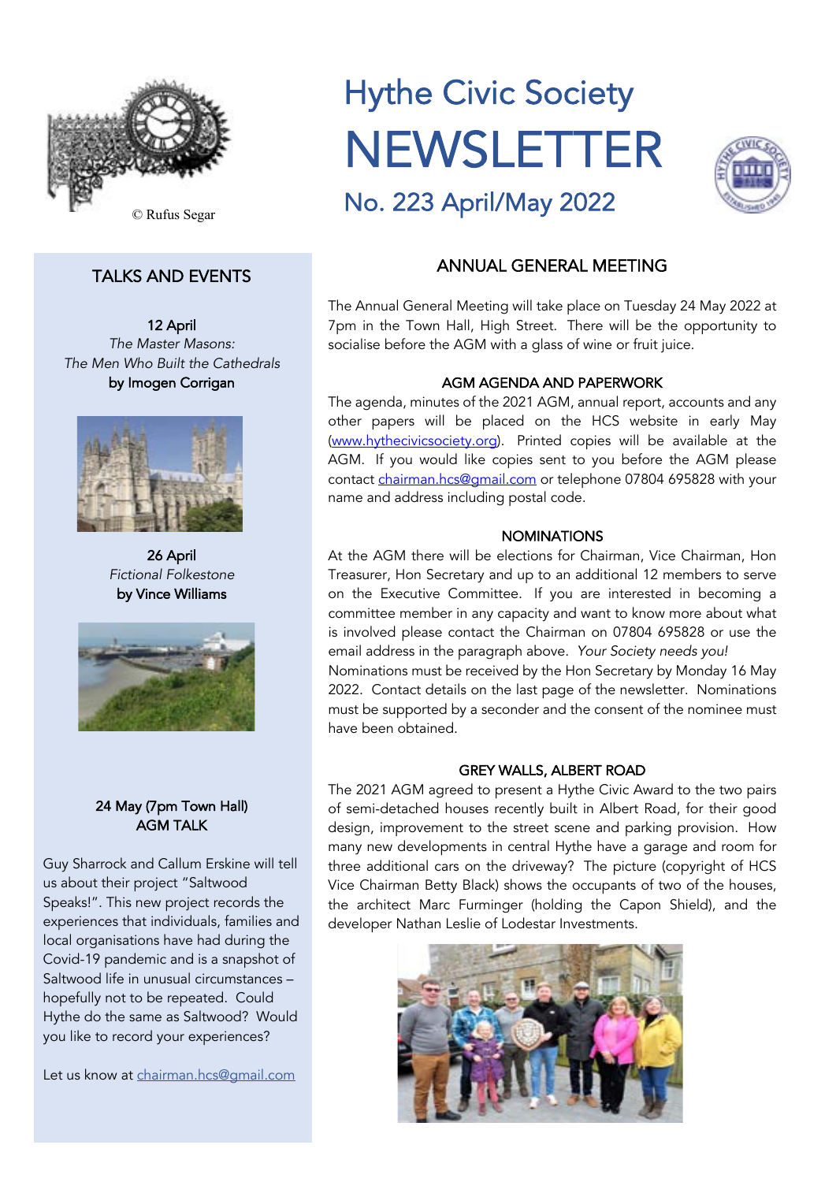© Rufus Segar

# Hythe Civic Society NEWSLETTER

## No. 223 April/May 2022

## TALKS AND EVENTS

**12 April**
*The Master Masons: The Men Who Built the Cathedrals*
**by Imogen Corrigan**

**26 April**
*Fictional Folkestone*
**by Vince Williams**

**24 May (7pm Town Hall)**
**AGM TALK**

Guy Sharrock and Callum Erskine will tell us about their project "Saltwood Speaks!". This new project records the experiences that individuals, families and local organisations have had during the Covid-19 pandemic and is a snapshot of Saltwood life in unusual circumstances – hopefully not to be repeated. Could Hythe do the same as Saltwood? Would you like to record your experiences?

Let us know at chairman.hcs@gmail.com

## ANNUAL GENERAL MEETING

The Annual General Meeting will take place on Tuesday 24 May 2022 at 7pm in the Town Hall, High Street. There will be the opportunity to socialise before the AGM with a glass of wine or fruit juice.

### AGM AGENDA AND PAPERWORK

The agenda, minutes of the 2021 AGM, annual report, accounts and any other papers will be placed on the HCS website in early May (www.hythecivicsociety.org). Printed copies will be available at the AGM. If you would like copies sent to you before the AGM please contact chairman.hcs@gmail.com or telephone 07804 695828 with your name and address including postal code.

### NOMINATIONS

At the AGM there will be elections for Chairman, Vice Chairman, Hon Treasurer, Hon Secretary and up to an additional 12 members to serve on the Executive Committee. If you are interested in becoming a committee member in any capacity and want to know more about what is involved please contact the Chairman on 07804 695828 or use the email address in the paragraph above. *Your Society needs you!*

Nominations must be received by the Hon Secretary by Monday 16 May 2022. Contact details on the last page of the newsletter. Nominations must be supported by a seconder and the consent of the nominee must have been obtained.

### GREY WALLS, ALBERT ROAD

The 2021 AGM agreed to present a Hythe Civic Award to the two pairs of semi-detached houses recently built in Albert Road, for their good design, improvement to the street scene and parking provision. How many new developments in central Hythe have a garage and room for three additional cars on the driveway? The picture (copyright of HCS Vice Chairman Betty Black) shows the occupants of two of the houses, the architect Marc Furminger (holding the Capon Shield), and the developer Nathan Leslie of Lodestar Investments.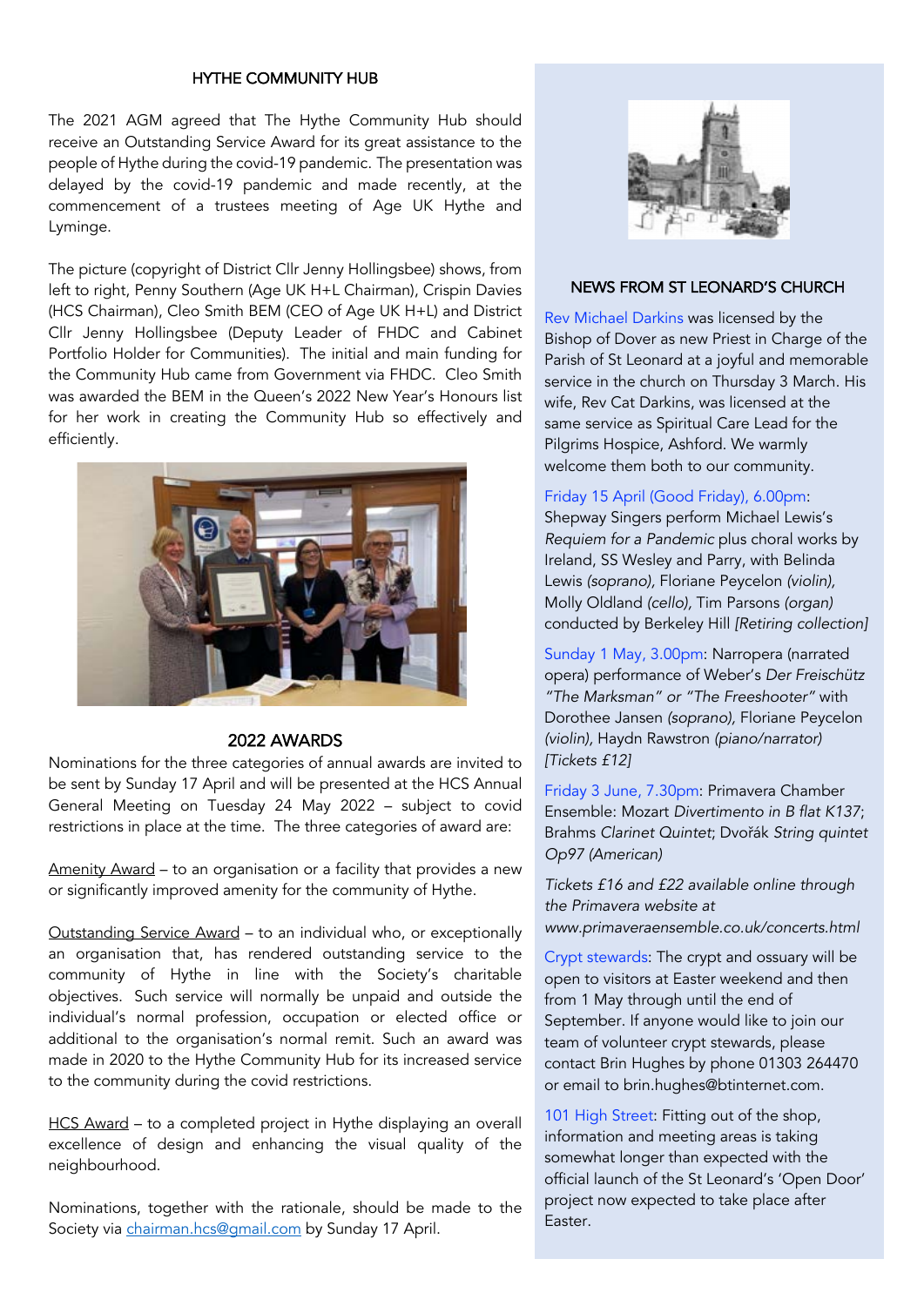## HYTHE COMMUNITY HUB

The 2021 AGM agreed that The Hythe Community Hub should receive an Outstanding Service Award for its great assistance to the people of Hythe during the covid-19 pandemic. The presentation was delayed by the covid-19 pandemic and made recently, at the commencement of a trustees meeting of Age UK Hythe and Lyminge.

The picture (copyright of District Cllr Jenny Hollingsbee) shows, from left to right, Penny Southern (Age UK H+L Chairman), Crispin Davies (HCS Chairman), Cleo Smith BEM (CEO of Age UK H+L) and District Cllr Jenny Hollingsbee (Deputy Leader of FHDC and Cabinet Portfolio Holder for Communities). The initial and main funding for the Community Hub came from Government via FHDC. Cleo Smith was awarded the BEM in the Queen's 2022 New Year's Honours list for her work in creating the Community Hub so effectively and efficiently.

## 2022 AWARDS

Nominations for the three categories of annual awards are invited to be sent by Sunday 17 April and will be presented at the HCS Annual General Meeting on Tuesday 24 May 2022 – subject to covid restrictions in place at the time. The three categories of award are:

Amenity Award – to an organisation or a facility that provides a new or significantly improved amenity for the community of Hythe.

Outstanding Service Award – to an individual who, or exceptionally an organisation that, has rendered outstanding service to the community of Hythe in line with the Society's charitable objectives. Such service will normally be unpaid and outside the individual's normal profession, occupation or elected office or additional to the organisation's normal remit. Such an award was made in 2020 to the Hythe Community Hub for its increased service to the community during the covid restrictions.

HCS Award – to a completed project in Hythe displaying an overall excellence of design and enhancing the visual quality of the neighbourhood.

Nominations, together with the rationale, should be made to the Society via chairman.hcs@gmail.com by Sunday 17 April.

## NEWS FROM ST LEONARD'S CHURCH

Rev Michael Darkins was licensed by the Bishop of Dover as new Priest in Charge of the Parish of St Leonard at a joyful and memorable service in the church on Thursday 3 March. His wife, Rev Cat Darkins, was licensed at the same service as Spiritual Care Lead for the Pilgrims Hospice, Ashford. We warmly welcome them both to our community.

Friday 15 April (Good Friday), 6.00pm: Shepway Singers perform Michael Lewis's *Requiem for a Pandemic* plus choral works by Ireland, SS Wesley and Parry, with Belinda Lewis *(soprano)*, Floriane Peycelon *(violin)*, Molly Oldland *(cello)*, Tim Parsons *(organ)* conducted by Berkeley Hill *[Retiring collection]*

Sunday 1 May, 3.00pm: Narropera (narrated opera) performance of Weber's *Der Freischütz "The Marksman" or "The Freeshooter"* with Dorothee Jansen *(soprano)*, Floriane Peycelon *(violin)*, Haydn Rawstron *(piano/narrator)* *[Tickets £12]*

Friday 3 June, 7.30pm: Primavera Chamber Ensemble: Mozart *Divertimento in B flat K137*; Brahms *Clarinet Quintet*; Dvořák *String quintet Op97 (American)*

*Tickets £16 and £22 available online through the Primavera website at www.primaveraensemble.co.uk/concerts.html*

Crypt stewards: The crypt and ossuary will be open to visitors at Easter weekend and then from 1 May through until the end of September. If anyone would like to join our team of volunteer crypt stewards, please contact Brin Hughes by phone 01303 264470 or email to brin.hughes@btinternet.com.

101 High Street: Fitting out of the shop, information and meeting areas is taking somewhat longer than expected with the official launch of the St Leonard's 'Open Door' project now expected to take place after Easter.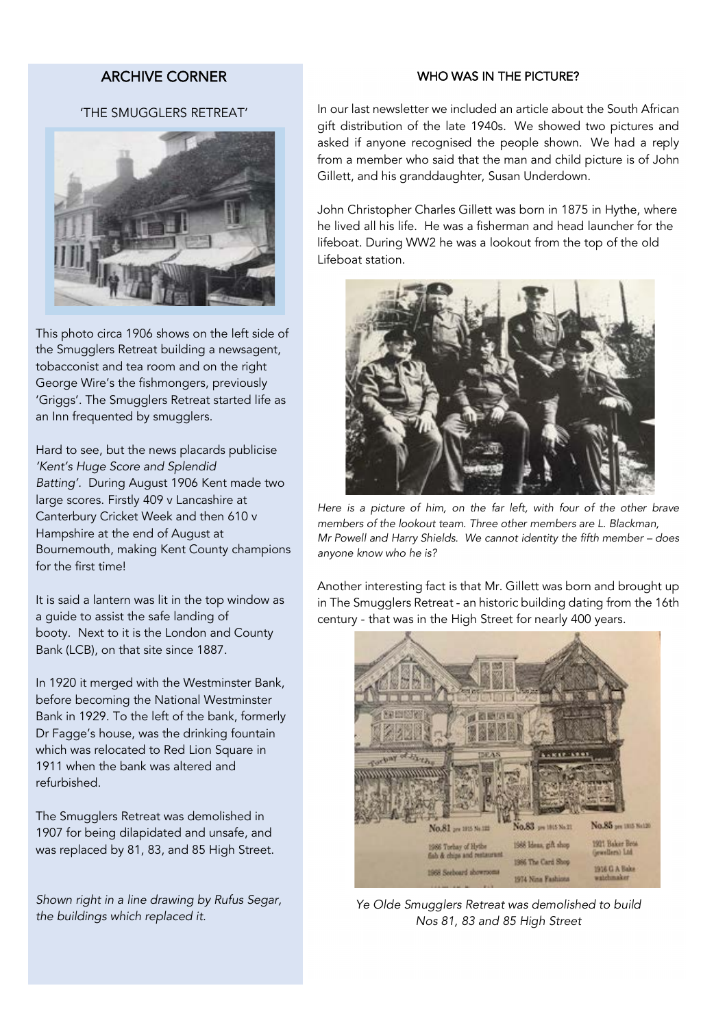## ARCHIVE CORNER

### 'THE SMUGGLERS RETREAT'

This photo circa 1906 shows on the left side of the Smugglers Retreat building a newsagent, tobacconist and tea room and on the right George Wire's the fishmongers, previously 'Griggs'. The Smugglers Retreat started life as an Inn frequented by smugglers.

Hard to see, but the news placards publicise *'Kent's Huge Score and Splendid Batting'*. During August 1906 Kent made two large scores. Firstly 409 v Lancashire at Canterbury Cricket Week and then 610 v Hampshire at the end of August at Bournemouth, making Kent County champions for the first time!

It is said a lantern was lit in the top window as a guide to assist the safe landing of booty. Next to it is the London and County Bank (LCB), on that site since 1887.

In 1920 it merged with the Westminster Bank, before becoming the National Westminster Bank in 1929. To the left of the bank, formerly Dr Fagge's house, was the drinking fountain which was relocated to Red Lion Square in 1911 when the bank was altered and refurbished.

The Smugglers Retreat was demolished in 1907 for being dilapidated and unsafe, and was replaced by 81, 83, and 85 High Street.

*Shown right in a line drawing by Rufus Segar, the buildings which replaced it.*

### WHO WAS IN THE PICTURE?

In our last newsletter we included an article about the South African gift distribution of the late 1940s. We showed two pictures and asked if anyone recognised the people shown. We had a reply from a member who said that the man and child picture is of John Gillett, and his granddaughter, Susan Underdown.

John Christopher Charles Gillett was born in 1875 in Hythe, where he lived all his life. He was a fisherman and head launcher for the lifeboat. During WW2 he was a lookout from the top of the old Lifeboat station.

*Here is a picture of him, on the far left, with four of the other brave members of the lookout team. Three other members are L. Blackman, Mr Powell and Harry Shields. We cannot identity the fifth member – does anyone know who he is?*

Another interesting fact is that Mr. Gillett was born and brought up in The Smugglers Retreat - an historic building dating from the 16th century - that was in the High Street for nearly 400 years.

*Ye Olde Smugglers Retreat was demolished to build Nos 81, 83 and 85 High Street*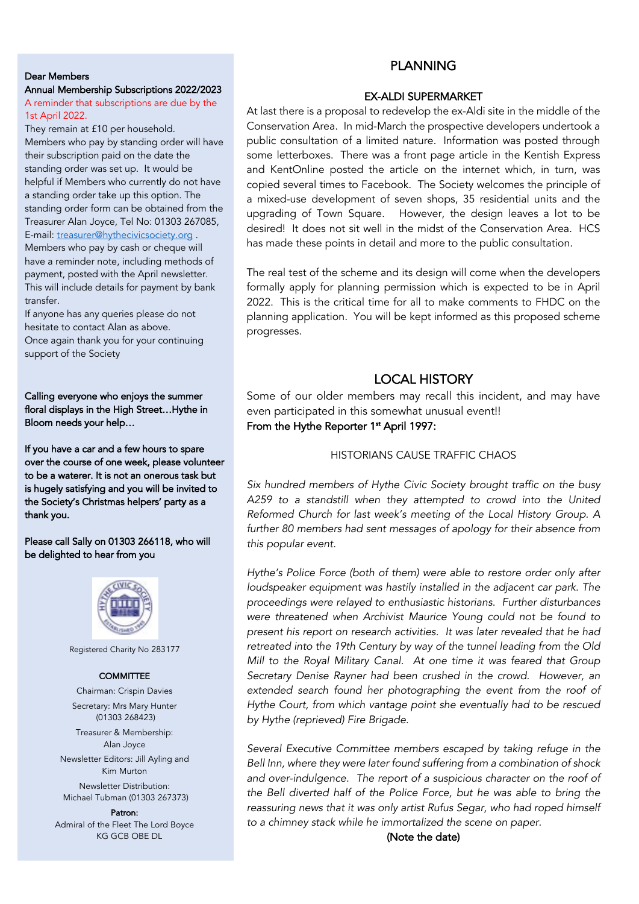Dear Members

Annual Membership Subscriptions 2022/2023

A reminder that subscriptions are due by the 1st April 2022.

They remain at £10 per household.

Members who pay by standing order will have their subscription paid on the date the standing order was set up. It would be helpful if Members who currently do not have a standing order take up this option. The standing order form can be obtained from the Treasurer Alan Joyce, Tel No: 01303 267085, E-mail: treasurer@hythecivicsociety.org .

Members who pay by cash or cheque will have a reminder note, including methods of payment, posted with the April newsletter. This will include details for payment by bank transfer.

If anyone has any queries please do not hesitate to contact Alan as above.

Once again thank you for your continuing support of the Society

**Calling everyone who enjoys the summer floral displays in the High Street…Hythe in Bloom needs your help…**

**If you have a car and a few hours to spare over the course of one week, please volunteer to be a waterer. It is not an onerous task but is hugely satisfying and you will be invited to the Society's Christmas helpers' party as a thank you.**

**Please call Sally on 01303 266118, who will be delighted to hear from you**

Registered Charity No 283177

COMMITTEE

Chairman: Crispin Davies

Secretary: Mrs Mary Hunter (01303 268423)

Treasurer & Membership: Alan Joyce

Newsletter Editors: Jill Ayling and Kim Murton

Newsletter Distribution: Michael Tubman (01303 267373)

Patron:
Admiral of the Fleet The Lord Boyce KG GCB OBE DL

# PLANNING

## EX-ALDI SUPERMARKET

At last there is a proposal to redevelop the ex-Aldi site in the middle of the Conservation Area. In mid-March the prospective developers undertook a public consultation of a limited nature. Information was posted through some letterboxes. There was a front page article in the Kentish Express and KentOnline posted the article on the internet which, in turn, was copied several times to Facebook. The Society welcomes the principle of a mixed-use development of seven shops, 35 residential units and the upgrading of Town Square. However, the design leaves a lot to be desired! It does not sit well in the midst of the Conservation Area. HCS has made these points in detail and more to the public consultation.

The real test of the scheme and its design will come when the developers formally apply for planning permission which is expected to be in April 2022. This is the critical time for all to make comments to FHDC on the planning application. You will be kept informed as this proposed scheme progresses.

# LOCAL HISTORY

Some of our older members may recall this incident, and may have even participated in this somewhat unusual event!!

**From the Hythe Reporter 1st April 1997:**

HISTORIANS CAUSE TRAFFIC CHAOS

*Six hundred members of Hythe Civic Society brought traffic on the busy A259 to a standstill when they attempted to crowd into the United Reformed Church for last week's meeting of the Local History Group. A further 80 members had sent messages of apology for their absence from this popular event.*

*Hythe's Police Force (both of them) were able to restore order only after loudspeaker equipment was hastily installed in the adjacent car park. The proceedings were relayed to enthusiastic historians. Further disturbances were threatened when Archivist Maurice Young could not be found to present his report on research activities. It was later revealed that he had retreated into the 19th Century by way of the tunnel leading from the Old Mill to the Royal Military Canal. At one time it was feared that Group Secretary Denise Rayner had been crushed in the crowd. However, an extended search found her photographing the event from the roof of Hythe Court, from which vantage point she eventually had to be rescued by Hythe (reprieved) Fire Brigade.*

*Several Executive Committee members escaped by taking refuge in the Bell Inn, where they were later found suffering from a combination of shock and over-indulgence. The report of a suspicious character on the roof of the Bell diverted half of the Police Force, but he was able to bring the reassuring news that it was only artist Rufus Segar, who had roped himself to a chimney stack while he immortalized the scene on paper.*

(Note the date)